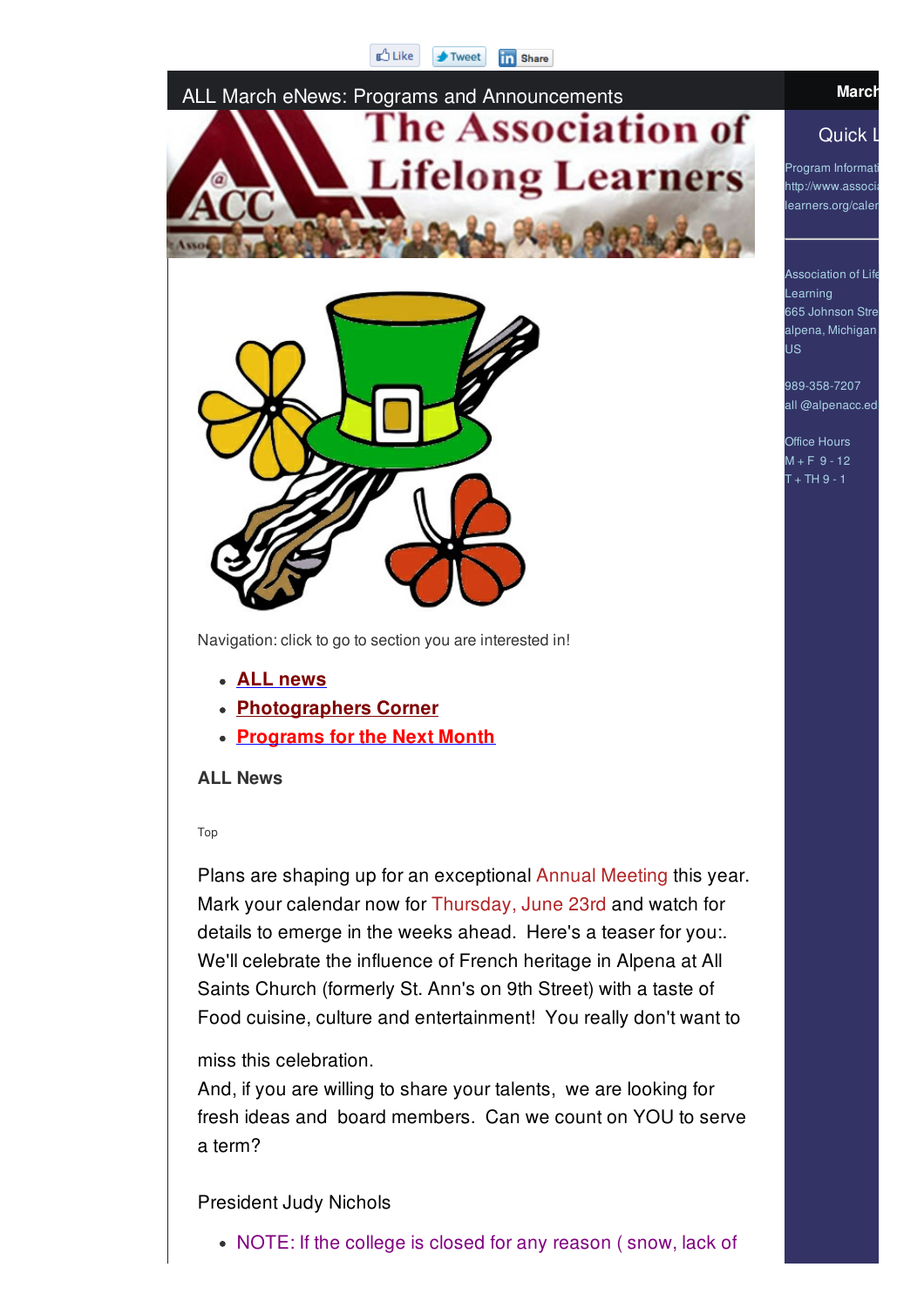Like Tweet Share

# ALL March eNews: Programs and Announcements

The Association of Lifelong Learners

Navigation: click to go to section you are interested in!

- **ALL news**
- **Photographers Corner**
- **Programs for the Next Month**

**ALL News**

Top

Plans are shaping up for an exceptional Annual Meeting this year. Mark your calendar now for Thursday, June 23rd and watch for details to emerge in the weeks ahead. Here's a teaser for you:. We'll celebrate the influence of French heritage in Alpena at All Saints Church (formerly St. Ann's on 9th Street) with a taste of Food cuisine, culture and entertainment! You really don't want to miss this celebration.

And, if you are willing to share your talents, we are looking for fresh ideas and board members. Can we count on YOU to serve a term?

President Judy Nichols

- NOTE: If the college is closed for any reason ( snow, lack of

March

Quick L

Program Informati
http://www.associ
learners.org/caler

Association of Life
Learning
665 Johnson Stre
alpena, Michigan
US

989-358-7207
all @alpenacc.ed

Office Hours
M + F 9 - 12
T + TH 9 - 1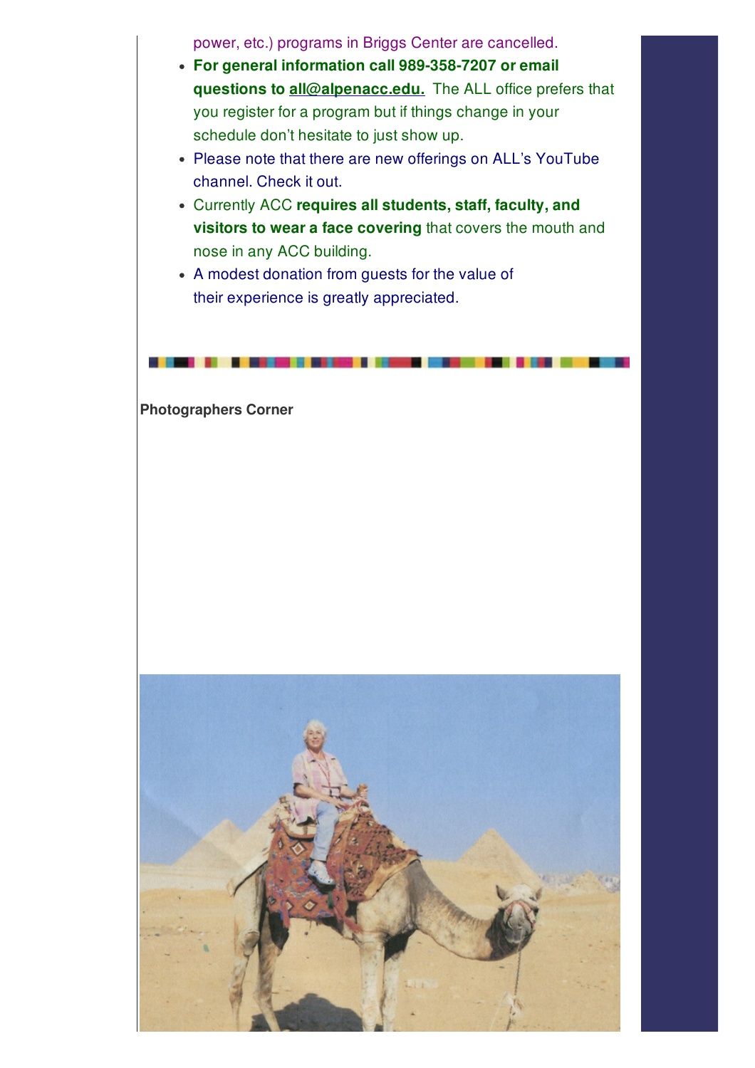power, etc.) programs in Briggs Center are cancelled.

- **For general information call 989-358-7207 or email questions to all@alpenacc.edu.** The ALL office prefers that you register for a program but if things change in your schedule don't hesitate to just show up.
- Please note that there are new offerings on ALL's YouTube channel. Check it out.
- Currently ACC **requires all students, staff, faculty, and visitors to wear a face covering** that covers the mouth and nose in any ACC building.
- A modest donation from guests for the value of their experience is greatly appreciated.

**Photographers Corner**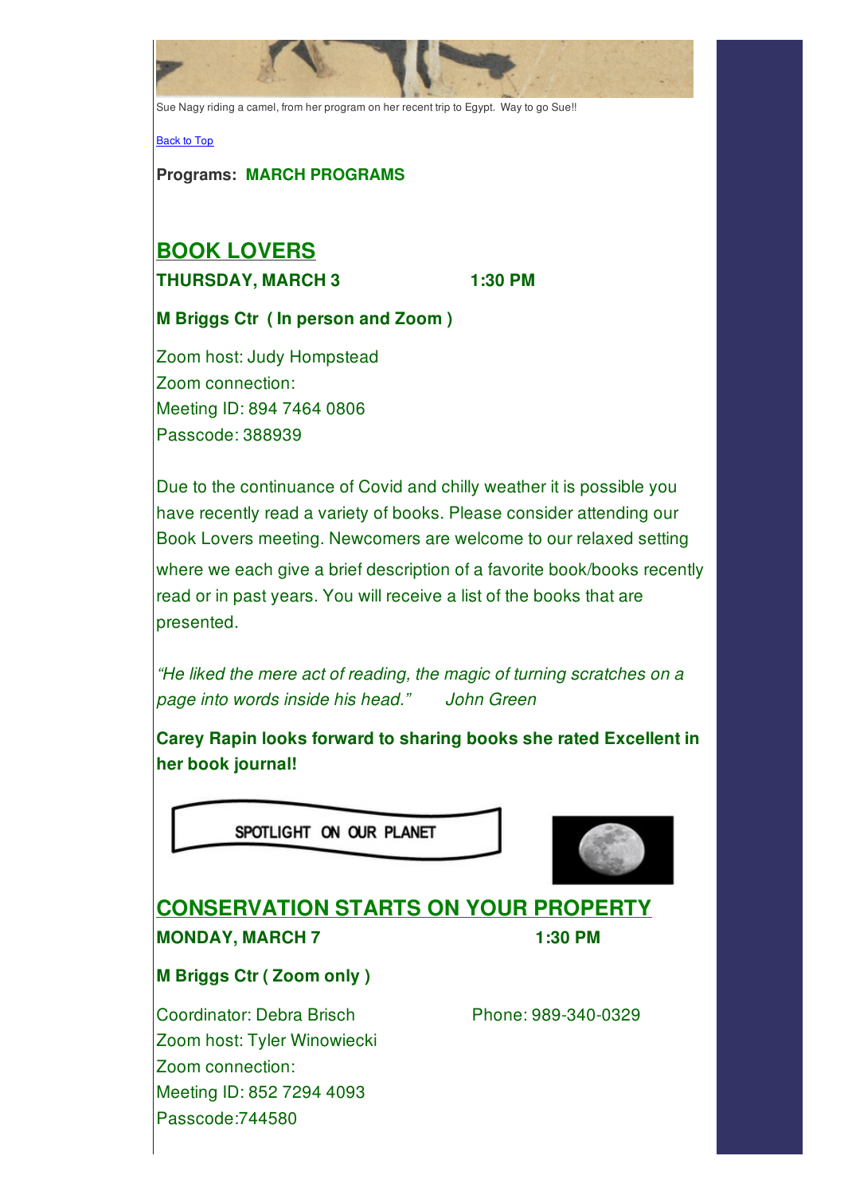Sue Nagy riding a camel, from her program on her recent trip to Egypt.  Way to go Sue!!

Back to Top

**Programs:  MARCH PROGRAMS**

## BOOK LOVERS

**THURSDAY, MARCH 3                    1:30 PM**

**M Briggs Ctr  ( In person and Zoom )**

Zoom host: Judy Hompstead
Zoom connection:
Meeting ID: 894 7464 0806
Passcode: 388939

Due to the continuance of Covid and chilly weather it is possible you have recently read a variety of books. Please consider attending our Book Lovers meeting. Newcomers are welcome to our relaxed setting where we each give a brief description of a favorite book/books recently read or in past years. You will receive a list of the books that are presented.

*"He liked the mere act of reading, the magic of turning scratches on a page into words inside his head."     John Green*

**Carey Rapin looks forward to sharing books she rated Excellent in her book journal!**

SPOTLIGHT ON OUR PLANET

## CONSERVATION STARTS ON YOUR PROPERTY

**MONDAY, MARCH 7                    1:30 PM**

**M Briggs Ctr ( Zoom only )**

Coordinator: Debra Brisch                    Phone: 989-340-0329
Zoom host: Tyler Winowiecki
Zoom connection:
Meeting ID: 852 7294 4093
Passcode:744580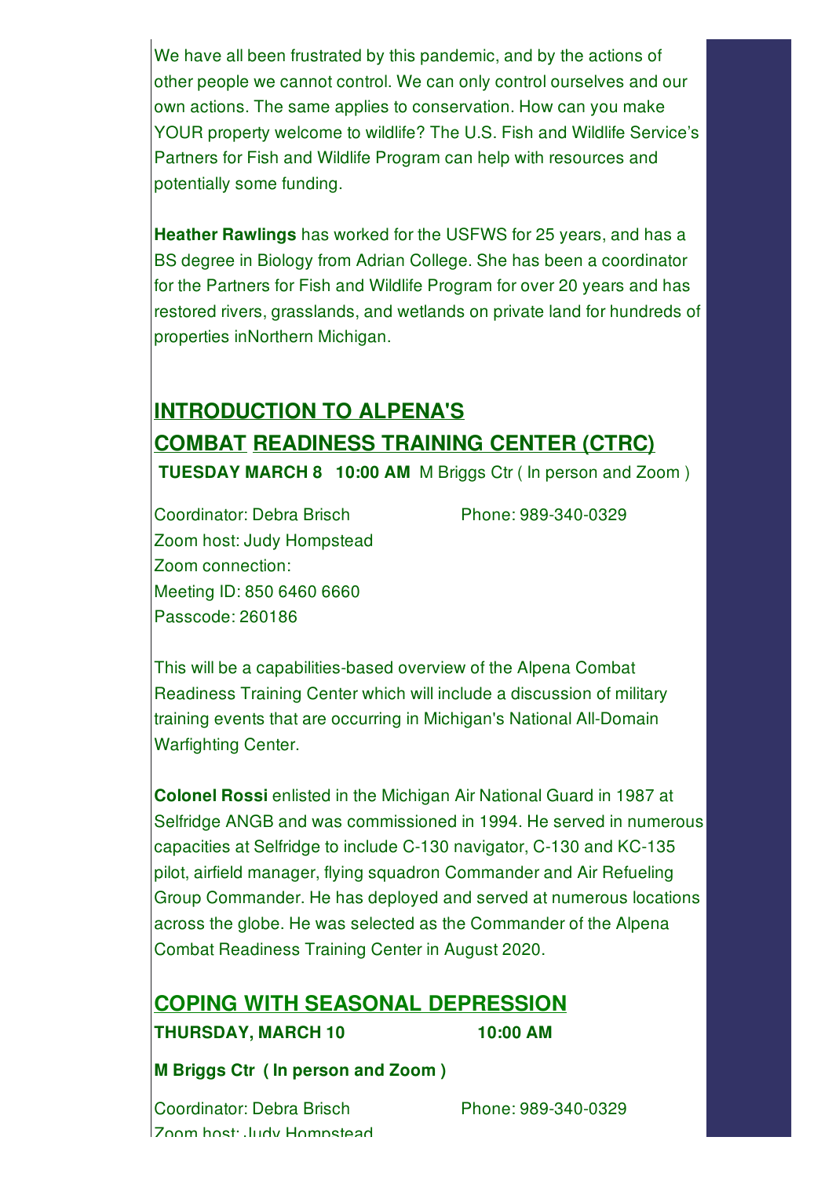We have all been frustrated by this pandemic, and by the actions of other people we cannot control. We can only control ourselves and our own actions. The same applies to conservation. How can you make YOUR property welcome to wildlife? The U.S. Fish and Wildlife Service's Partners for Fish and Wildlife Program can help with resources and potentially some funding.

**Heather Rawlings** has worked for the USFWS for 25 years, and has a BS degree in Biology from Adrian College. She has been a coordinator for the Partners for Fish and Wildlife Program for over 20 years and has restored rivers, grasslands, and wetlands on private land for hundreds of properties inNorthern Michigan.

## INTRODUCTION TO ALPENA'S COMBAT READINESS TRAINING CENTER (CTRC)

**TUESDAY MARCH 8 10:00 AM** M Briggs Ctr ( In person and Zoom )

Coordinator: Debra Brisch Phone: 989-340-0329
Zoom host: Judy Hompstead
Zoom connection:
Meeting ID: 850 6460 6660
Passcode: 260186

This will be a capabilities-based overview of the Alpena Combat Readiness Training Center which will include a discussion of military training events that are occurring in Michigan's National All-Domain Warfighting Center.

**Colonel Rossi** enlisted in the Michigan Air National Guard in 1987 at Selfridge ANGB and was commissioned in 1994. He served in numerous capacities at Selfridge to include C-130 navigator, C-130 and KC-135 pilot, airfield manager, flying squadron Commander and Air Refueling Group Commander. He has deployed and served at numerous locations across the globe. He was selected as the Commander of the Alpena Combat Readiness Training Center in August 2020.

## COPING WITH SEASONAL DEPRESSION

**THURSDAY, MARCH 10 10:00 AM**

**M Briggs Ctr ( In person and Zoom )**

Coordinator: Debra Brisch Phone: 989-340-0329
Zoom host: Judy Hompstead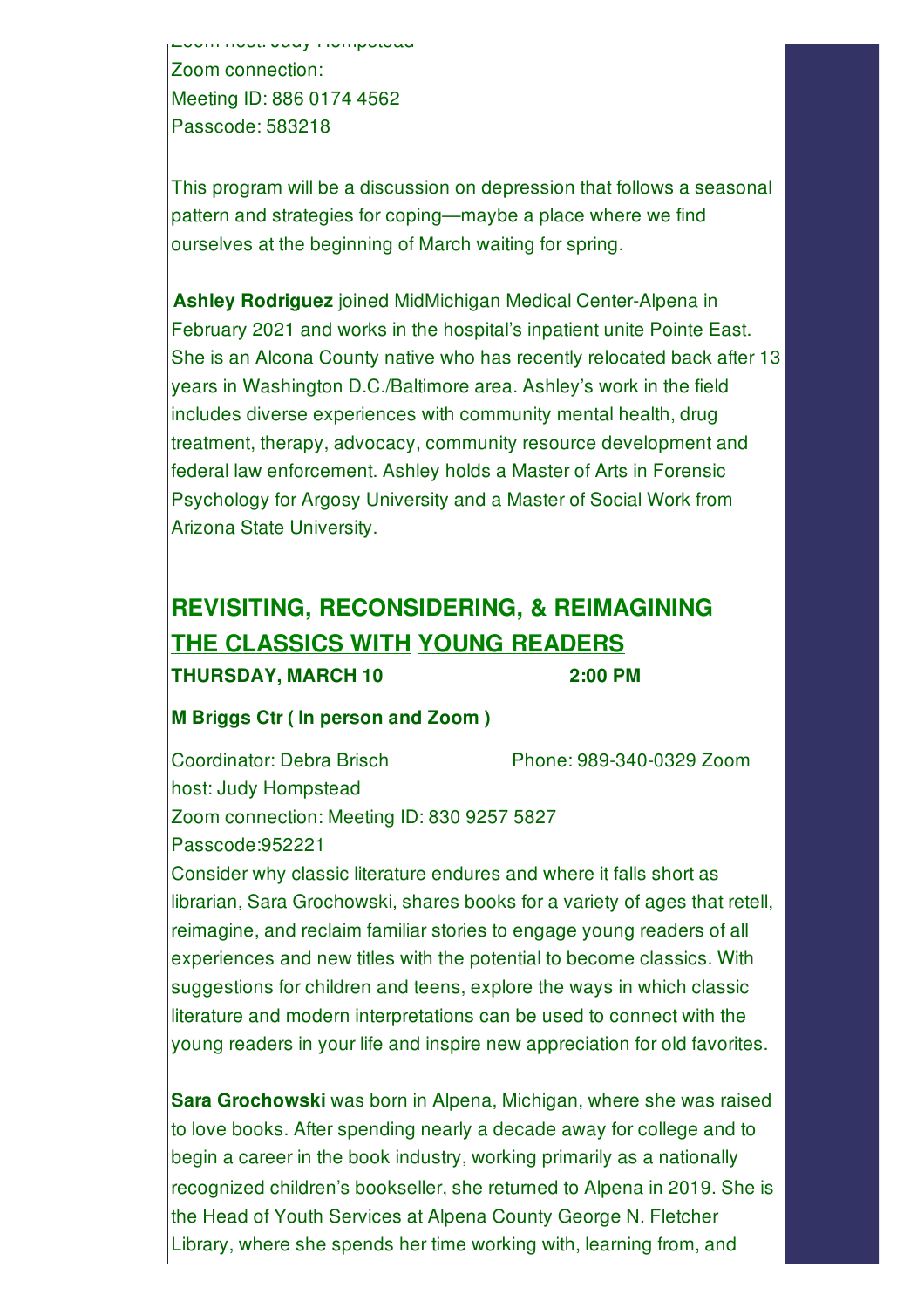Zoom host: Judy Hompstead
Zoom connection:
Meeting ID: 886 0174 4562
Passcode: 583218

This program will be a discussion on depression that follows a seasonal pattern and strategies for coping—maybe a place where we find ourselves at the beginning of March waiting for spring.

**Ashley Rodriguez** joined MidMichigan Medical Center-Alpena in February 2021 and works in the hospital's inpatient unite Pointe East. She is an Alcona County native who has recently relocated back after 13 years in Washington D.C./Baltimore area. Ashley's work in the field includes diverse experiences with community mental health, drug treatment, therapy, advocacy, community resource development and federal law enforcement. Ashley holds a Master of Arts in Forensic Psychology for Argosy University and a Master of Social Work from Arizona State University.

## REVISITING, RECONSIDERING, & REIMAGINING THE CLASSICS WITH YOUNG READERS

**THURSDAY, MARCH 10 2:00 PM**

**M Briggs Ctr ( In person and Zoom )**

Coordinator: Debra Brisch Phone: 989-340-0329 Zoom host: Judy Hompstead
Zoom connection: Meeting ID: 830 9257 5827
Passcode:952221

Consider why classic literature endures and where it falls short as librarian, Sara Grochowski, shares books for a variety of ages that retell, reimagine, and reclaim familiar stories to engage young readers of all experiences and new titles with the potential to become classics. With suggestions for children and teens, explore the ways in which classic literature and modern interpretations can be used to connect with the young readers in your life and inspire new appreciation for old favorites.

**Sara Grochowski** was born in Alpena, Michigan, where she was raised to love books. After spending nearly a decade away for college and to begin a career in the book industry, working primarily as a nationally recognized children's bookseller, she returned to Alpena in 2019. She is the Head of Youth Services at Alpena County George N. Fletcher Library, where she spends her time working with, learning from, and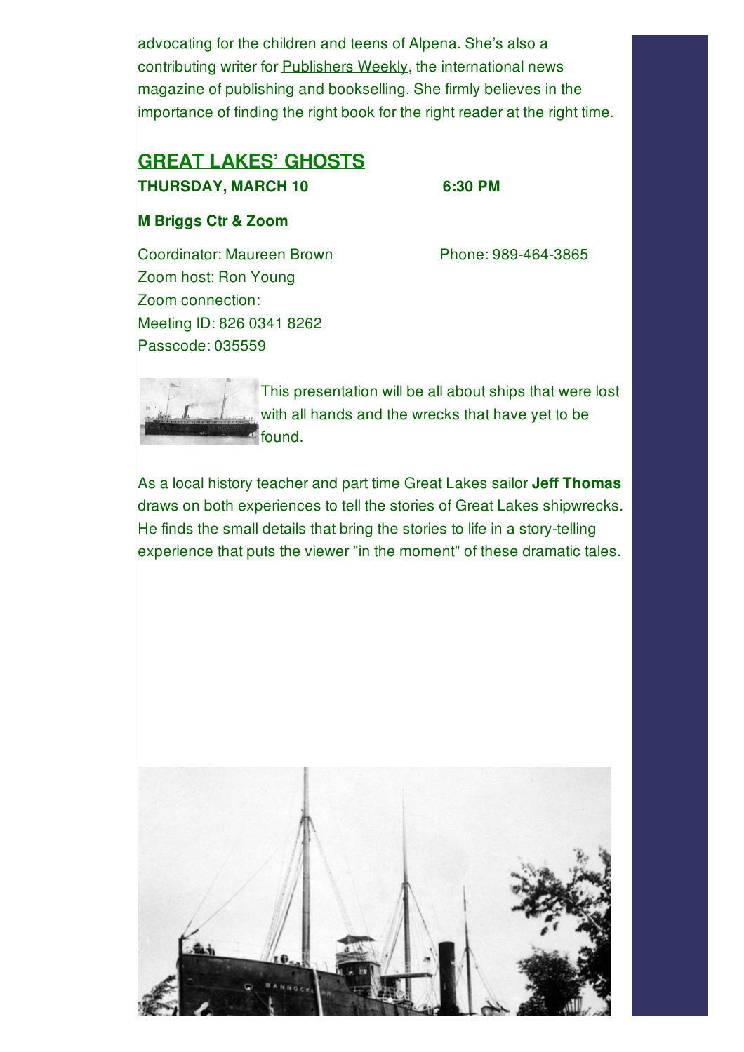advocating for the children and teens of Alpena. She's also a contributing writer for Publishers Weekly, the international news magazine of publishing and bookselling. She firmly believes in the importance of finding the right book for the right reader at the right time.

## GREAT LAKES' GHOSTS

**THURSDAY, MARCH 10** **6:30 PM**

**M Briggs Ctr & Zoom**

Coordinator: Maureen Brown Phone: 989-464-3865
Zoom host: Ron Young
Zoom connection:
Meeting ID: 826 0341 8262
Passcode: 035559

This presentation will be all about ships that were lost with all hands and the wrecks that have yet to be found.

As a local history teacher and part time Great Lakes sailor **Jeff Thomas** draws on both experiences to tell the stories of Great Lakes shipwrecks. He finds the small details that bring the stories to life in a story-telling experience that puts the viewer "in the moment" of these dramatic tales.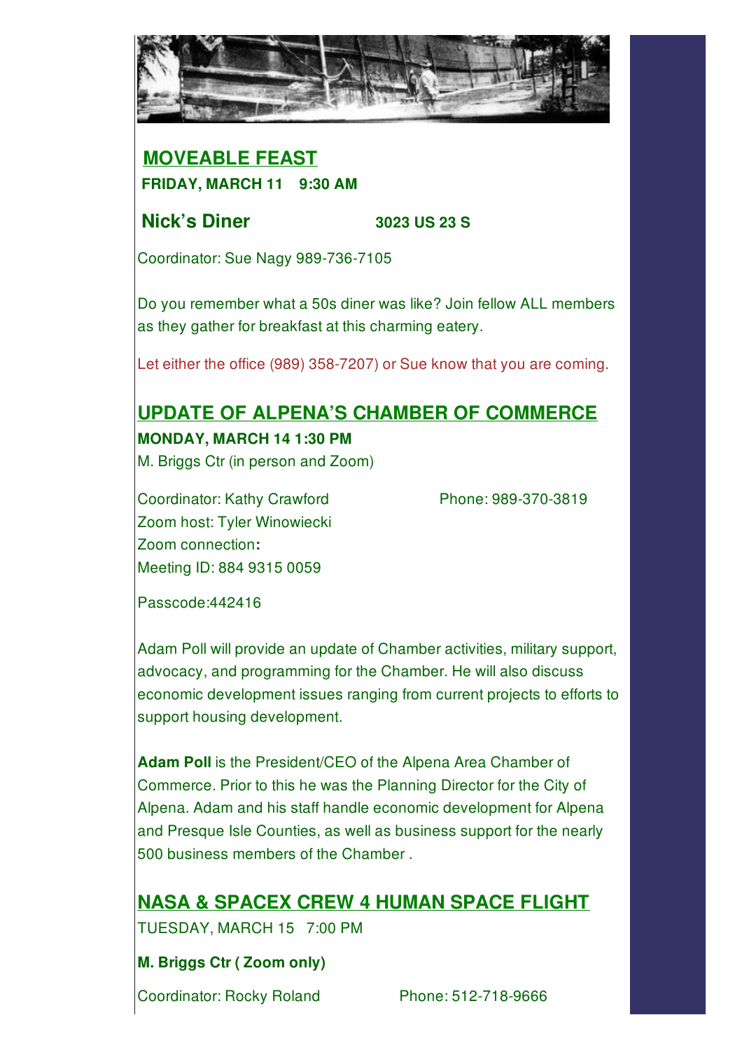## MOVEABLE FEAST

**FRIDAY, MARCH 11 9:30 AM**

**Nick's Diner** **3023 US 23 S**

Coordinator: Sue Nagy 989-736-7105

Do you remember what a 50s diner was like? Join fellow ALL members as they gather for breakfast at this charming eatery.

Let either the office (989) 358-7207) or Sue know that you are coming.

## UPDATE OF ALPENA'S CHAMBER OF COMMERCE

**MONDAY, MARCH 14 1:30 PM**

M. Briggs Ctr (in person and Zoom)

Coordinator: Kathy Crawford Phone: 989-370-3819
Zoom host: Tyler Winowiecki
Zoom connection**:**
Meeting ID: 884 9315 0059

Passcode:442416

Adam Poll will provide an update of Chamber activities, military support, advocacy, and programming for the Chamber. He will also discuss economic development issues ranging from current projects to efforts to support housing development.

**Adam Poll** is the President/CEO of the Alpena Area Chamber of Commerce. Prior to this he was the Planning Director for the City of Alpena. Adam and his staff handle economic development for Alpena and Presque Isle Counties, as well as business support for the nearly 500 business members of the Chamber .

## NASA & SPACEX CREW 4 HUMAN SPACE FLIGHT

TUESDAY, MARCH 15 7:00 PM

**M. Briggs Ctr ( Zoom only)**

Coordinator: Rocky Roland Phone: 512-718-9666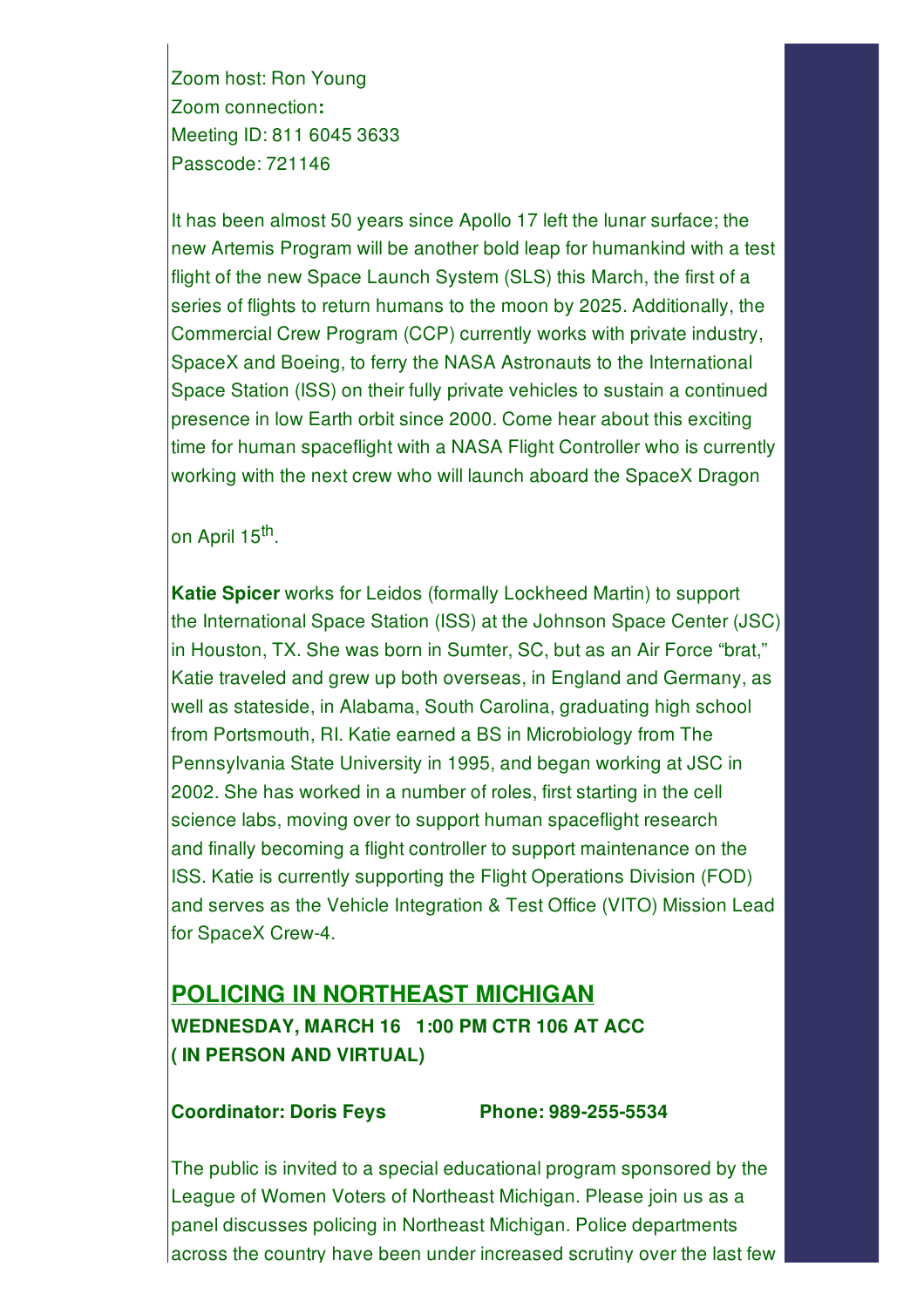Zoom host: Ron Young
Zoom connection**:**
Meeting ID: 811 6045 3633
Passcode: 721146

It has been almost 50 years since Apollo 17 left the lunar surface; the new Artemis Program will be another bold leap for humankind with a test flight of the new Space Launch System (SLS) this March, the first of a series of flights to return humans to the moon by 2025. Additionally, the Commercial Crew Program (CCP) currently works with private industry, SpaceX and Boeing, to ferry the NASA Astronauts to the International Space Station (ISS) on their fully private vehicles to sustain a continued presence in low Earth orbit since 2000. Come hear about this exciting time for human spaceflight with a NASA Flight Controller who is currently working with the next crew who will launch aboard the SpaceX Dragon on April 15th.

**Katie Spicer** works for Leidos (formally Lockheed Martin) to support the International Space Station (ISS) at the Johnson Space Center (JSC) in Houston, TX. She was born in Sumter, SC, but as an Air Force "brat," Katie traveled and grew up both overseas, in England and Germany, as well as stateside, in Alabama, South Carolina, graduating high school from Portsmouth, RI. Katie earned a BS in Microbiology from The Pennsylvania State University in 1995, and began working at JSC in 2002. She has worked in a number of roles, first starting in the cell science labs, moving over to support human spaceflight research and finally becoming a flight controller to support maintenance on the ISS. Katie is currently supporting the Flight Operations Division (FOD) and serves as the Vehicle Integration & Test Office (VITO) Mission Lead for SpaceX Crew-4.

## POLICING IN NORTHEAST MICHIGAN

**WEDNESDAY, MARCH 16 1:00 PM CTR 106 AT ACC**
**( IN PERSON AND VIRTUAL)**

**Coordinator: Doris Feys Phone: 989-255-5534**

The public is invited to a special educational program sponsored by the League of Women Voters of Northeast Michigan. Please join us as a panel discusses policing in Northeast Michigan. Police departments across the country have been under increased scrutiny over the last few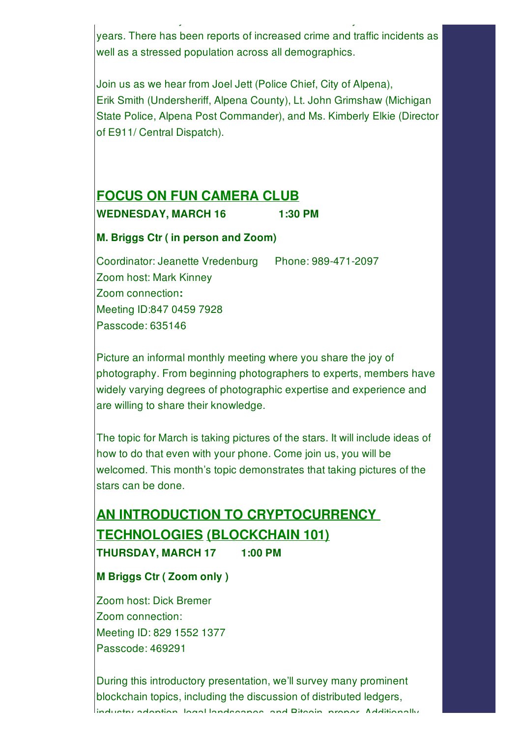years. There has been reports of increased crime and traffic incidents as well as a stressed population across all demographics.

Join us as we hear from Joel Jett (Police Chief, City of Alpena), Erik Smith (Undersheriff, Alpena County), Lt. John Grimshaw (Michigan State Police, Alpena Post Commander), and Ms. Kimberly Elkie (Director of E911/ Central Dispatch).

## FOCUS ON FUN CAMERA CLUB

**WEDNESDAY, MARCH 16 1:30 PM**

**M. Briggs Ctr ( in person and Zoom)**

Coordinator: Jeanette Vredenburg Phone: 989-471-2097
Zoom host: Mark Kinney
Zoom connection**:**
Meeting ID:847 0459 7928
Passcode: 635146

Picture an informal monthly meeting where you share the joy of photography. From beginning photographers to experts, members have widely varying degrees of photographic expertise and experience and are willing to share their knowledge.

The topic for March is taking pictures of the stars. It will include ideas of how to do that even with your phone. Come join us, you will be welcomed. This month's topic demonstrates that taking pictures of the stars can be done.

## AN INTRODUCTION TO CRYPTOCURRENCY TECHNOLOGIES (BLOCKCHAIN 101)

**THURSDAY, MARCH 17 1:00 PM**

**M Briggs Ctr ( Zoom only )**

Zoom host: Dick Bremer
Zoom connection:
Meeting ID: 829 1552 1377
Passcode: 469291

During this introductory presentation, we'll survey many prominent blockchain topics, including the discussion of distributed ledgers, industry adoption, legal landscapes, and Bitcoin, proper. Additionally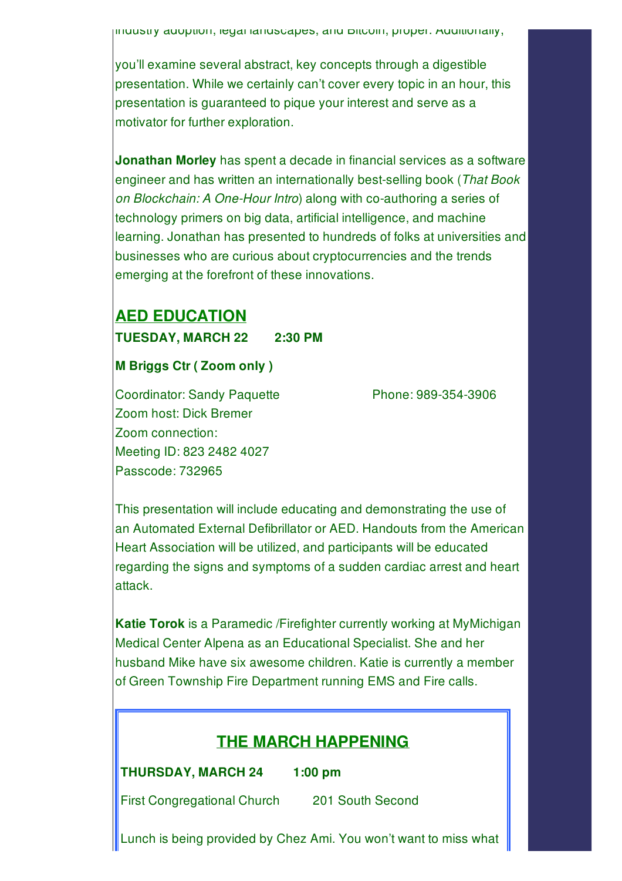industry adoption, legal landscapes, and Bitcoin, proper. Additionally,

you'll examine several abstract, key concepts through a digestible presentation. While we certainly can't cover every topic in an hour, this presentation is guaranteed to pique your interest and serve as a motivator for further exploration.

**Jonathan Morley** has spent a decade in financial services as a software engineer and has written an internationally best-selling book (*That Book on Blockchain: A One-Hour Intro*) along with co-authoring a series of technology primers on big data, artificial intelligence, and machine learning. Jonathan has presented to hundreds of folks at universities and businesses who are curious about cryptocurrencies and the trends emerging at the forefront of these innovations.

## AED EDUCATION

**TUESDAY, MARCH 22       2:30 PM**

**M Briggs Ctr ( Zoom only )**

Coordinator: Sandy Paquette       Phone: 989-354-3906
Zoom host: Dick Bremer
Zoom connection:
Meeting ID: 823 2482 4027
Passcode: 732965

This presentation will include educating and demonstrating the use of an Automated External Defibrillator or AED. Handouts from the American Heart Association will be utilized, and participants will be educated regarding the signs and symptoms of a sudden cardiac arrest and heart attack.

**Katie Torok** is a Paramedic /Firefighter currently working at MyMichigan Medical Center Alpena as an Educational Specialist. She and her husband Mike have six awesome children. Katie is currently a member of Green Township Fire Department running EMS and Fire calls.

## THE MARCH HAPPENING

**THURSDAY, MARCH 24       1:00 pm**

First Congregational Church       201 South Second

Lunch is being provided by Chez Ami. You won't want to miss what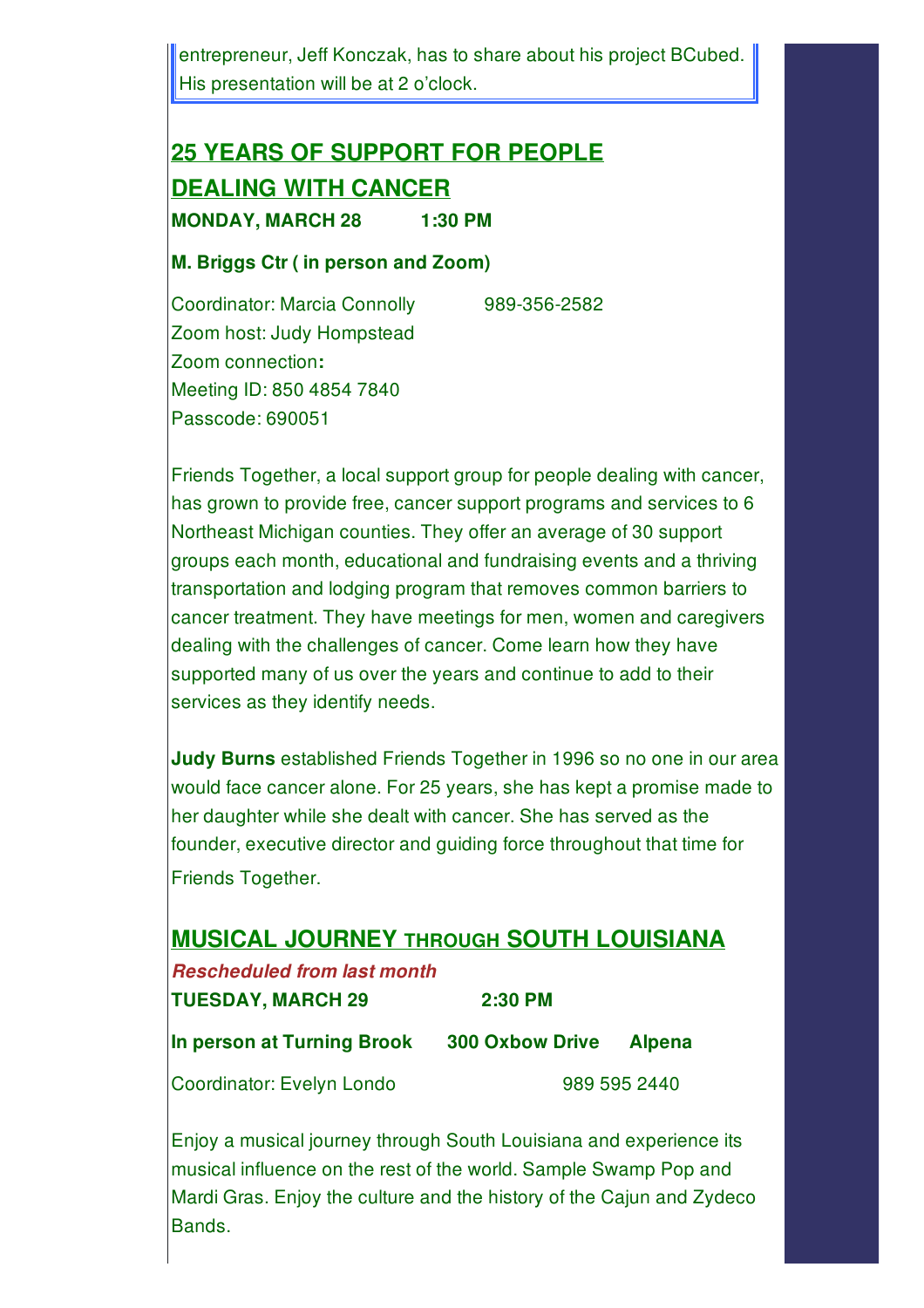entrepreneur, Jeff Konczak, has to share about his project BCubed. His presentation will be at 2 o'clock.

## 25 YEARS OF SUPPORT FOR PEOPLE DEALING WITH CANCER

**MONDAY, MARCH 28 1:30 PM**

**M. Briggs Ctr ( in person and Zoom)**

Coordinator: Marcia Connolly 989-356-2582
Zoom host: Judy Hompstead
Zoom connection**:**
Meeting ID: 850 4854 7840
Passcode: 690051

Friends Together, a local support group for people dealing with cancer, has grown to provide free, cancer support programs and services to 6 Northeast Michigan counties. They offer an average of 30 support groups each month, educational and fundraising events and a thriving transportation and lodging program that removes common barriers to cancer treatment. They have meetings for men, women and caregivers dealing with the challenges of cancer. Come learn how they have supported many of us over the years and continue to add to their services as they identify needs.

**Judy Burns** established Friends Together in 1996 so no one in our area would face cancer alone. For 25 years, she has kept a promise made to her daughter while she dealt with cancer. She has served as the founder, executive director and guiding force throughout that time for Friends Together.

## MUSICAL JOURNEY THROUGH SOUTH LOUISIANA

***Rescheduled from last month***

**TUESDAY, MARCH 29 2:30 PM**

**In person at Turning Brook 300 Oxbow Drive Alpena**

Coordinator: Evelyn Londo 989 595 2440

Enjoy a musical journey through South Louisiana and experience its musical influence on the rest of the world. Sample Swamp Pop and Mardi Gras. Enjoy the culture and the history of the Cajun and Zydeco Bands.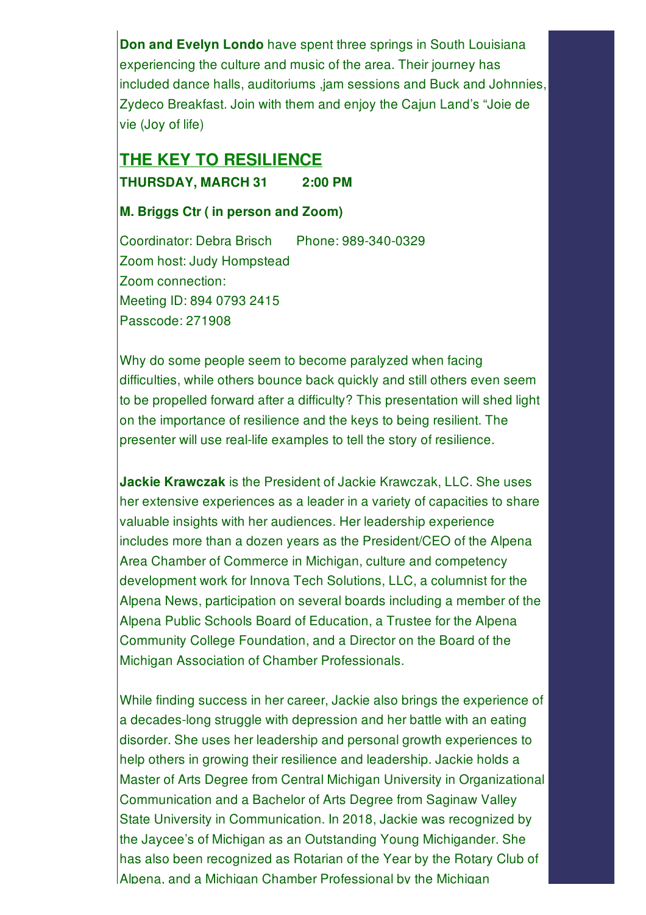**Don and Evelyn Londo** have spent three springs in South Louisiana experiencing the culture and music of the area. Their journey has included dance halls, auditoriums ,jam sessions and Buck and Johnnies, Zydeco Breakfast. Join with them and enjoy the Cajun Land's "Joie de vie (Joy of life)

## THE KEY TO RESILIENCE

**THURSDAY, MARCH 31 2:00 PM**

**M. Briggs Ctr ( in person and Zoom)**

Coordinator: Debra Brisch Phone: 989-340-0329
Zoom host: Judy Hompstead
Zoom connection:
Meeting ID: 894 0793 2415
Passcode: 271908

Why do some people seem to become paralyzed when facing difficulties, while others bounce back quickly and still others even seem to be propelled forward after a difficulty? This presentation will shed light on the importance of resilience and the keys to being resilient. The presenter will use real-life examples to tell the story of resilience.

**Jackie Krawczak** is the President of Jackie Krawczak, LLC. She uses her extensive experiences as a leader in a variety of capacities to share valuable insights with her audiences. Her leadership experience includes more than a dozen years as the President/CEO of the Alpena Area Chamber of Commerce in Michigan, culture and competency development work for Innova Tech Solutions, LLC, a columnist for the Alpena News, participation on several boards including a member of the Alpena Public Schools Board of Education, a Trustee for the Alpena Community College Foundation, and a Director on the Board of the Michigan Association of Chamber Professionals.

While finding success in her career, Jackie also brings the experience of a decades-long struggle with depression and her battle with an eating disorder. She uses her leadership and personal growth experiences to help others in growing their resilience and leadership. Jackie holds a Master of Arts Degree from Central Michigan University in Organizational Communication and a Bachelor of Arts Degree from Saginaw Valley State University in Communication. In 2018, Jackie was recognized by the Jaycee's of Michigan as an Outstanding Young Michigander. She has also been recognized as Rotarian of the Year by the Rotary Club of Alpena, and a Michigan Chamber Professional by the Michigan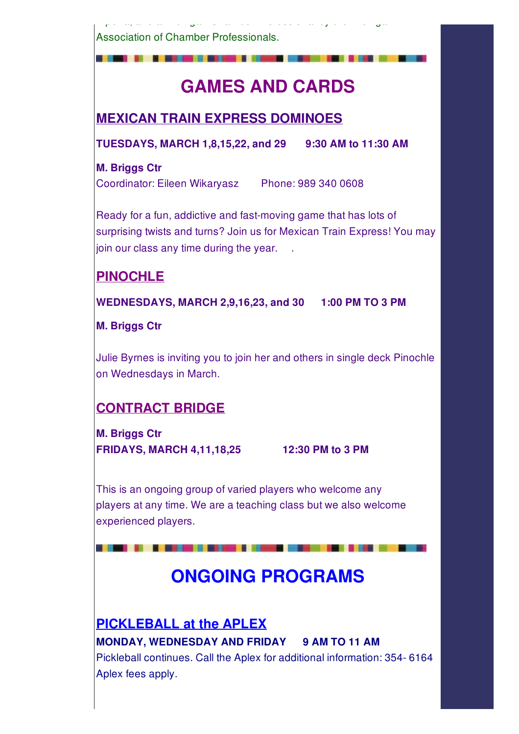Association of Chamber Professionals.

# GAMES AND CARDS

## MEXICAN TRAIN EXPRESS DOMINOES

**TUESDAYS, MARCH 1,8,15,22, and 29 9:30 AM to 11:30 AM**

**M. Briggs Ctr**
Coordinator: Eileen Wikaryasz Phone: 989 340 0608

Ready for a fun, addictive and fast-moving game that has lots of surprising twists and turns? Join us for Mexican Train Express! You may join our class any time during the year. .

## PINOCHLE

**WEDNESDAYS, MARCH 2,9,16,23, and 30 1:00 PM TO 3 PM**

**M. Briggs Ctr**

Julie Byrnes is inviting you to join her and others in single deck Pinochle on Wednesdays in March.

## CONTRACT BRIDGE

**M. Briggs Ctr**
**FRIDAYS, MARCH 4,11,18,25 12:30 PM to 3 PM**

This is an ongoing group of varied players who welcome any players at any time. We are a teaching class but we also welcome experienced players.

# ONGOING PROGRAMS

## PICKLEBALL at the APLEX

**MONDAY, WEDNESDAY AND FRIDAY 9 AM TO 11 AM**
Pickleball continues. Call the Aplex for additional information: 354- 6164
Aplex fees apply.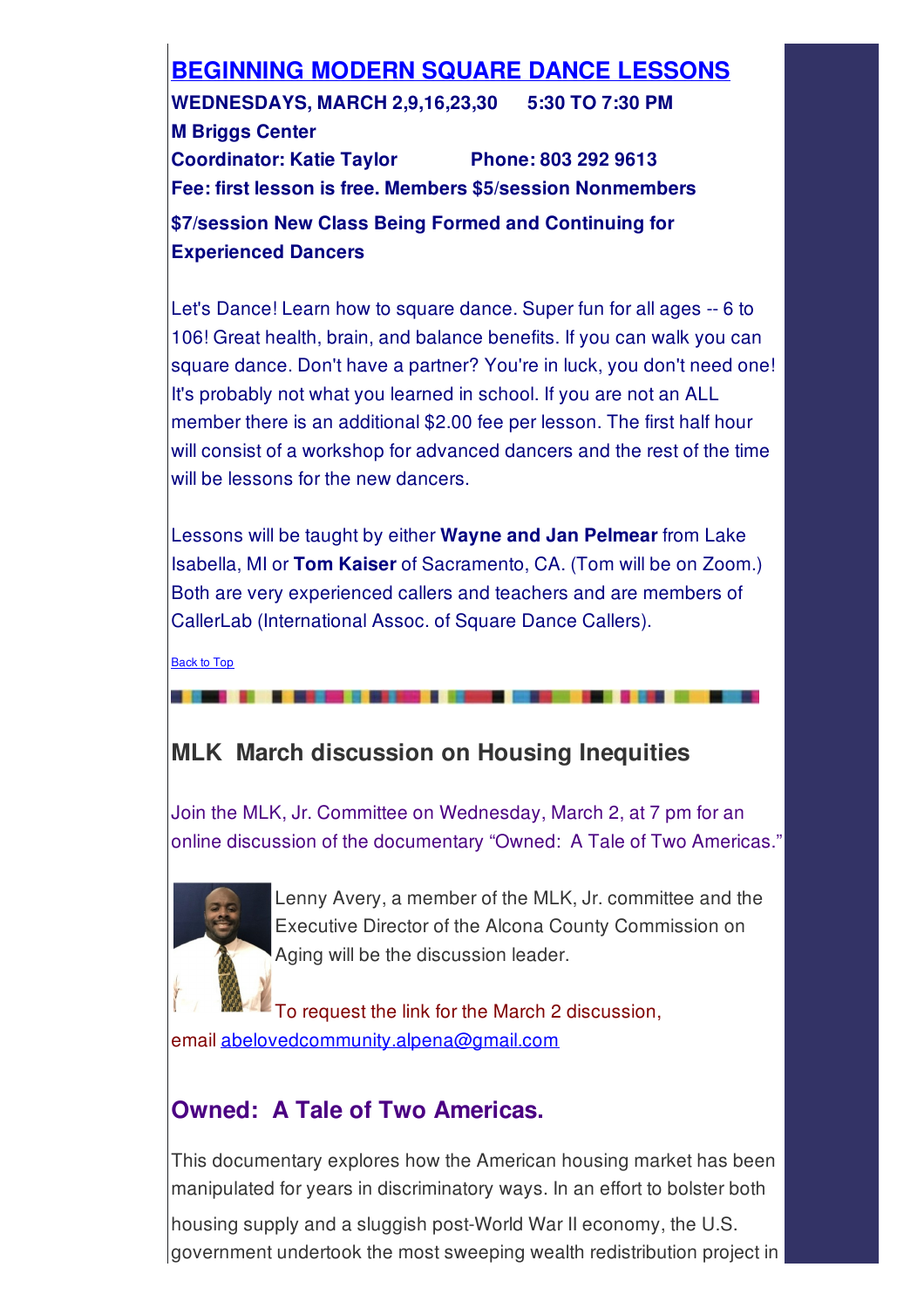## BEGINNING MODERN SQUARE DANCE LESSONS

**WEDNESDAYS, MARCH 2,9,16,23,30 5:30 TO 7:30 PM**
**M Briggs Center**
**Coordinator: Katie Taylor Phone: 803 292 9613**
**Fee: first lesson is free. Members $5/session Nonmembers $7/session New Class Being Formed and Continuing for Experienced Dancers**

Let's Dance! Learn how to square dance. Super fun for all ages -- 6 to 106! Great health, brain, and balance benefits. If you can walk you can square dance. Don't have a partner? You're in luck, you don't need one! It's probably not what you learned in school. If you are not an ALL member there is an additional $2.00 fee per lesson. The first half hour will consist of a workshop for advanced dancers and the rest of the time will be lessons for the new dancers.

Lessons will be taught by either **Wayne and Jan Pelmear** from Lake Isabella, MI or **Tom Kaiser** of Sacramento, CA. (Tom will be on Zoom.) Both are very experienced callers and teachers and are members of CallerLab (International Assoc. of Square Dance Callers).

Back to Top

## MLK March discussion on Housing Inequities

Join the MLK, Jr. Committee on Wednesday, March 2, at 7 pm for an online discussion of the documentary "Owned: A Tale of Two Americas."

Lenny Avery, a member of the MLK, Jr. committee and the Executive Director of the Alcona County Commission on Aging will be the discussion leader.

To request the link for the March 2 discussion, email abelovedcommunity.alpena@gmail.com

## Owned: A Tale of Two Americas.

This documentary explores how the American housing market has been manipulated for years in discriminatory ways. In an effort to bolster both housing supply and a sluggish post-World War II economy, the U.S. government undertook the most sweeping wealth redistribution project in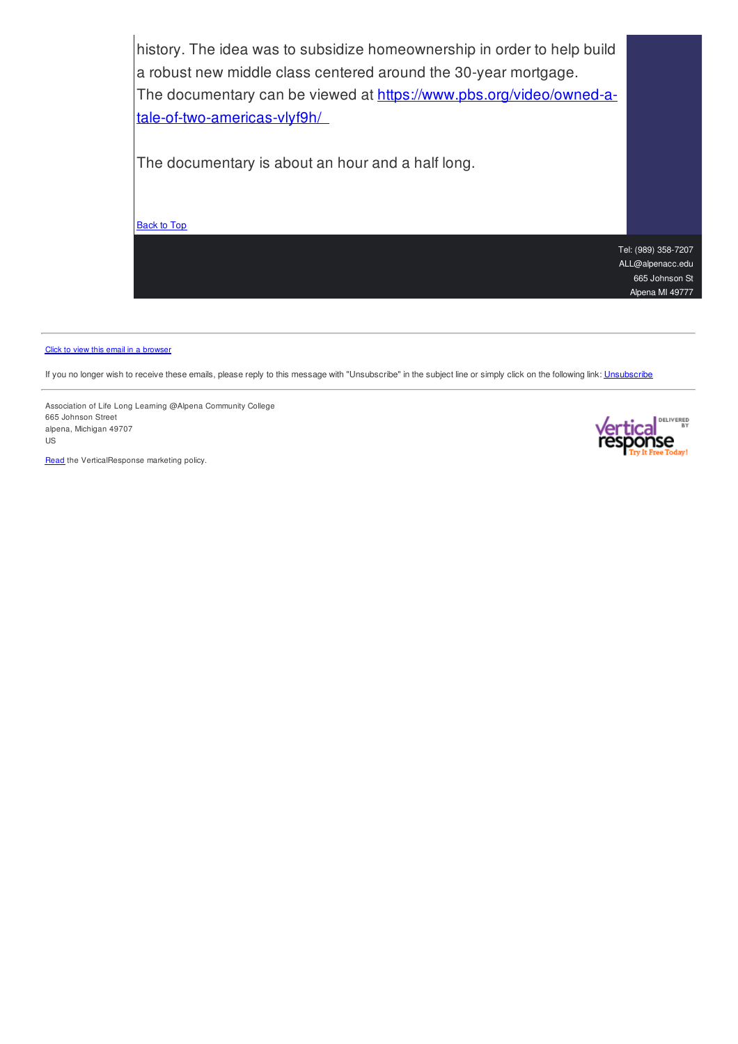history. The idea was to subsidize homeownership in order to help build a robust new middle class centered around the 30-year mortgage.
The documentary can be viewed at [https://www.pbs.org/video/owned-a-tale-of-two-americas-vlyf9h/](https://www.pbs.org/video/owned-a-tale-of-two-americas-vlyf9h/)

The documentary is about an hour and a half long.

Back to Top

Tel: (989) 358-7207
ALL@alpenacc.edu
665 Johnson St
Alpena MI 49777

---

Click to view this email in a browser

If you no longer wish to receive these emails, please reply to this message with "Unsubscribe" in the subject line or simply click on the following link: Unsubscribe

---

Association of Life Long Learning @Alpena Community College
665 Johnson Street
alpena, Michigan 49707
US

Read the VerticalResponse marketing policy.

Vertical response DELIVERED BY Try It Free Today!